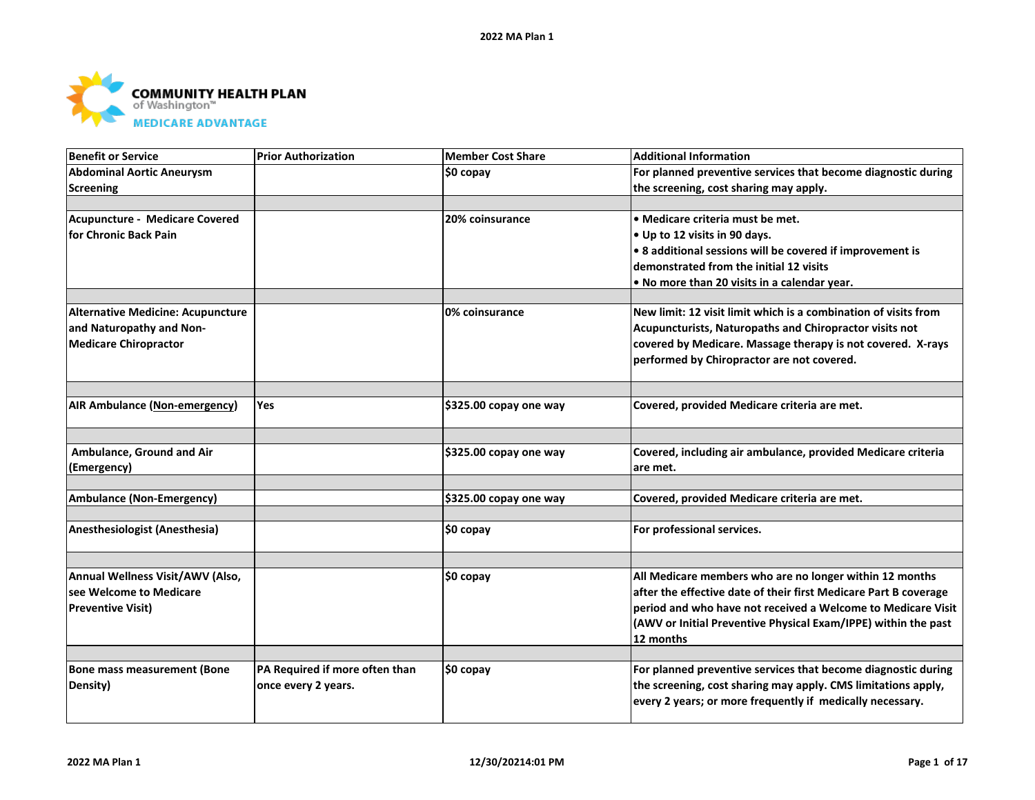**COMMUNITY HEALTH PLAN**
of Washington™
**MEDICARE ADVANTAGE**

| Benefit or Service | Prior Authorization | Member Cost Share | Additional Information |
|---|---|---|---|
| Abdominal Aortic Aneurysm Screening | | $0 copay | For planned preventive services that become diagnostic during the screening, cost sharing may apply. |
| | | | |
| Acupuncture - Medicare Covered for Chronic Back Pain | | 20% coinsurance | • Medicare criteria must be met.<br>• Up to 12 visits in 90 days.<br>• 8 additional sessions will be covered if improvement is demonstrated from the initial 12 visits<br>• No more than 20 visits in a calendar year. |
| | | | |
| Alternative Medicine: Acupuncture and Naturopathy and Non-Medicare Chiropractor | | 0% coinsurance | New limit: 12 visit limit which is a combination of visits from Acupuncturists, Naturopaths and Chiropractor visits not covered by Medicare. Massage therapy is not covered. X-rays performed by Chiropractor are not covered. |
| | | | |
| AIR Ambulance (Non-emergency) | Yes | $325.00 copay one way | Covered, provided Medicare criteria are met. |
| | | | |
| Ambulance, Ground and Air (Emergency) | | $325.00 copay one way | Covered, including air ambulance, provided Medicare criteria are met. |
| | | | |
| Ambulance (Non-Emergency) | | $325.00 copay one way | Covered, provided Medicare criteria are met. |
| | | | |
| Anesthesiologist (Anesthesia) | | $0 copay | For professional services. |
| | | | |
| Annual Wellness Visit/AWV (Also, see Welcome to Medicare Preventive Visit) | | $0 copay | All Medicare members who are no longer within 12 months after the effective date of their first Medicare Part B coverage period and who have not received a Welcome to Medicare Visit (AWV or Initial Preventive Physical Exam/IPPE) within the past 12 months |
| | | | |
| Bone mass measurement (Bone Density) | PA Required if more often than once every 2 years. | $0 copay | For planned preventive services that become diagnostic during the screening, cost sharing may apply. CMS limitations apply, every 2 years; or more frequently if medically necessary. |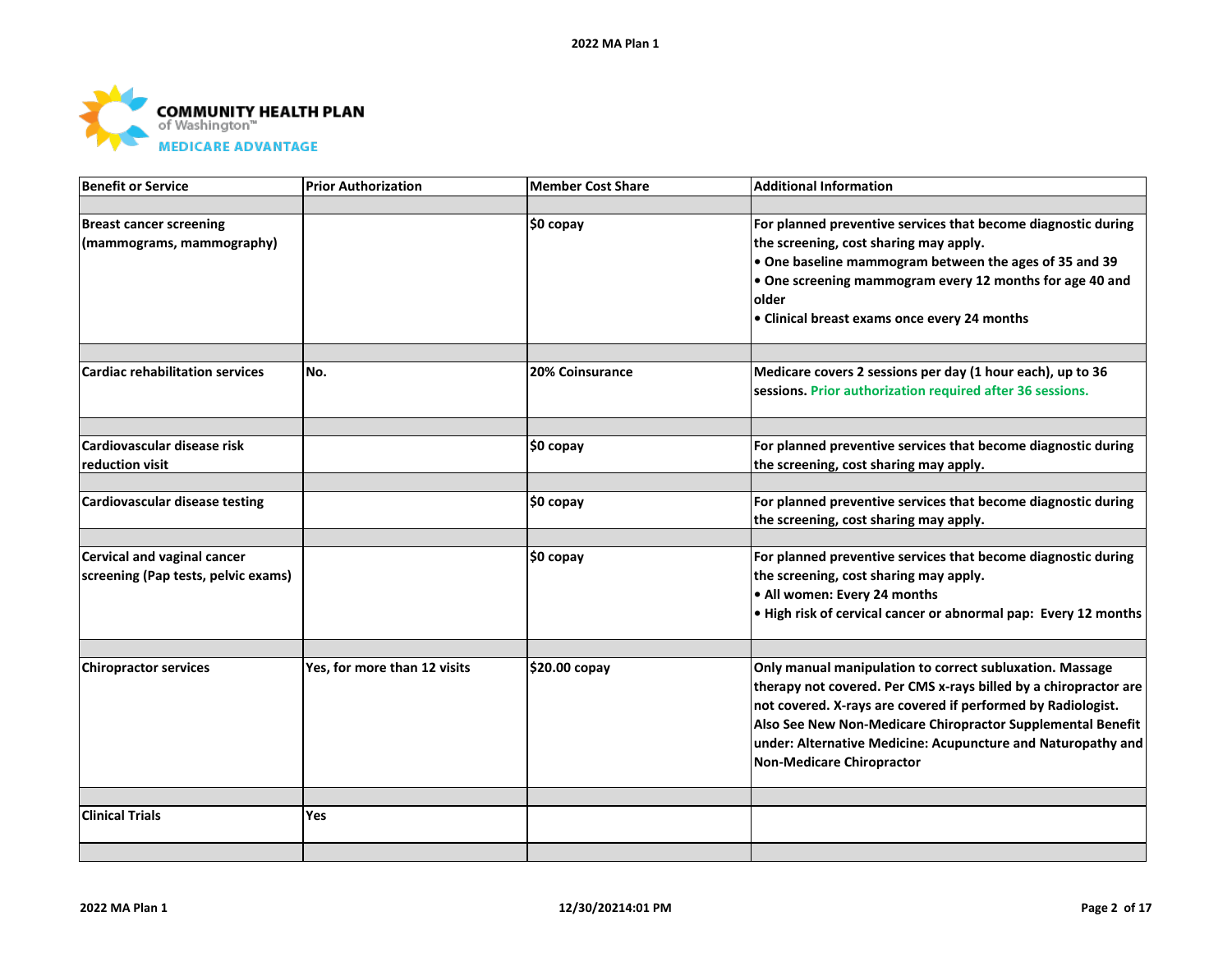**COMMUNITY HEALTH PLAN of Washington™**
**MEDICARE ADVANTAGE**

| Benefit or Service | Prior Authorization | Member Cost Share | Additional Information |
|---|---|---|---|
| Breast cancer screening (mammograms, mammography) | | $0 copay | For planned preventive services that become diagnostic during the screening, cost sharing may apply.<br>• One baseline mammogram between the ages of 35 and 39<br>• One screening mammogram every 12 months for age 40 and older<br>• Clinical breast exams once every 24 months |
| Cardiac rehabilitation services | No. | 20% Coinsurance | Medicare covers 2 sessions per day (1 hour each), up to 36 sessions. Prior authorization required after 36 sessions. |
| Cardiovascular disease risk reduction visit | | $0 copay | For planned preventive services that become diagnostic during the screening, cost sharing may apply. |
| Cardiovascular disease testing | | $0 copay | For planned preventive services that become diagnostic during the screening, cost sharing may apply. |
| Cervical and vaginal cancer screening (Pap tests, pelvic exams) | | $0 copay | For planned preventive services that become diagnostic during the screening, cost sharing may apply.<br>• All women: Every 24 months<br>• High risk of cervical cancer or abnormal pap: Every 12 months |
| Chiropractor services | Yes, for more than 12 visits | $20.00 copay | Only manual manipulation to correct subluxation. Massage therapy not covered. Per CMS x-rays billed by a chiropractor are not covered. X-rays are covered if performed by Radiologist. Also See New Non-Medicare Chiropractor Supplemental Benefit under: Alternative Medicine: Acupuncture and Naturopathy and Non-Medicare Chiropractor |
| Clinical Trials | Yes | | |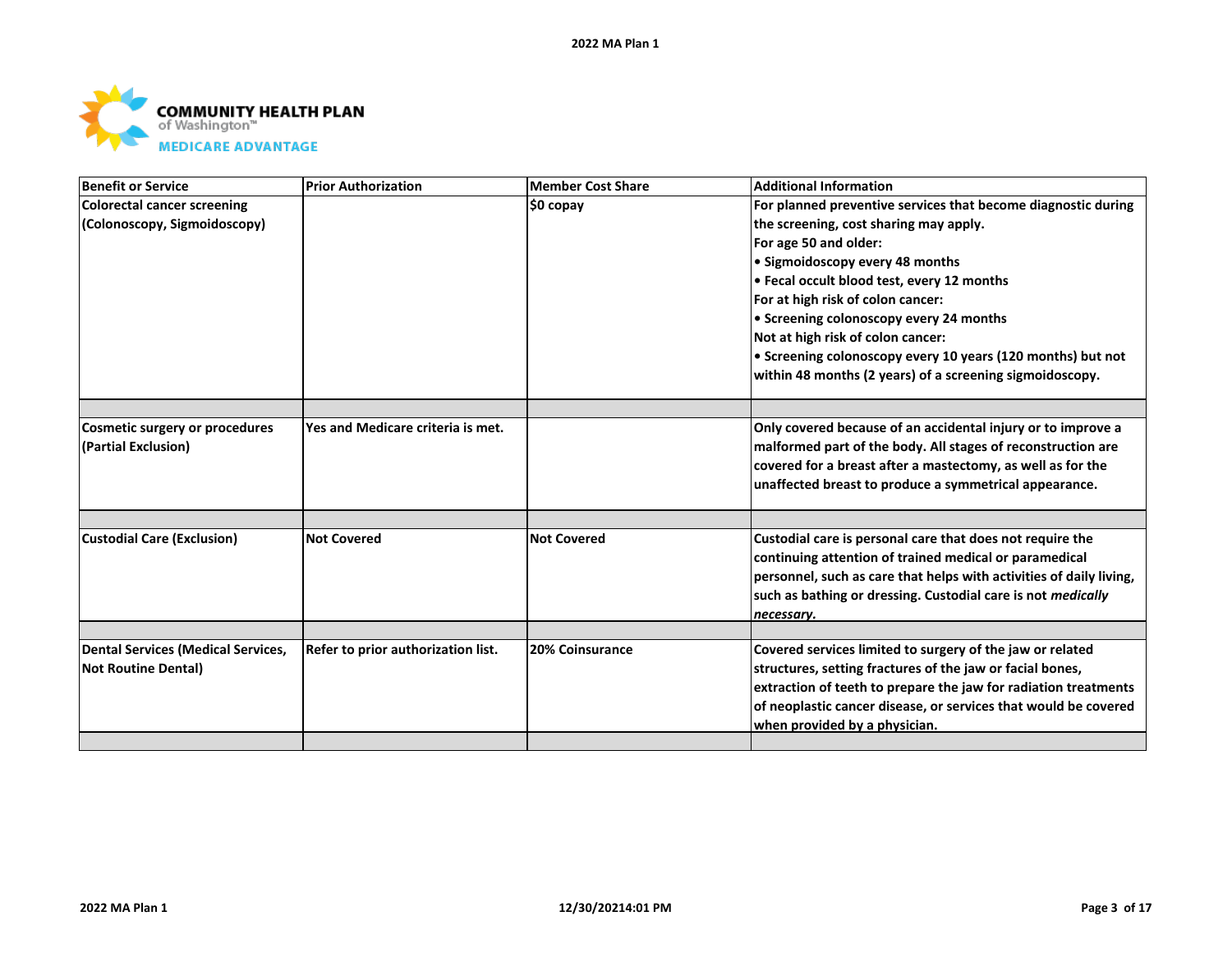| Benefit or Service | Prior Authorization | Member Cost Share | Additional Information |
|---|---|---|---|
| Colorectal cancer screening (Colonoscopy, Sigmoidoscopy) | | $0 copay | For planned preventive services that become diagnostic during the screening, cost sharing may apply.<br>For age 50 and older:<br>• Sigmoidoscopy every 48 months<br>• Fecal occult blood test, every 12 months<br>For at high risk of colon cancer:<br>• Screening colonoscopy every 24 months<br>Not at high risk of colon cancer:<br>• Screening colonoscopy every 10 years (120 months) but not within 48 months (2 years) of a screening sigmoidoscopy. |
| | | | |
| Cosmetic surgery or procedures (Partial Exclusion) | Yes and Medicare criteria is met. | | Only covered because of an accidental injury or to improve a malformed part of the body. All stages of reconstruction are covered for a breast after a mastectomy, as well as for the unaffected breast to produce a symmetrical appearance. |
| | | | |
| Custodial Care (Exclusion) | Not Covered | Not Covered | Custodial care is personal care that does not require the continuing attention of trained medical or paramedical personnel, such as care that helps with activities of daily living, such as bathing or dressing. Custodial care is not *medically necessary.* |
| | | | |
| Dental Services (Medical Services, Not Routine Dental) | Refer to prior authorization list. | 20% Coinsurance | Covered services limited to surgery of the jaw or related structures, setting fractures of the jaw or facial bones, extraction of teeth to prepare the jaw for radiation treatments of neoplastic cancer disease, or services that would be covered when provided by a physician. |
| | | | |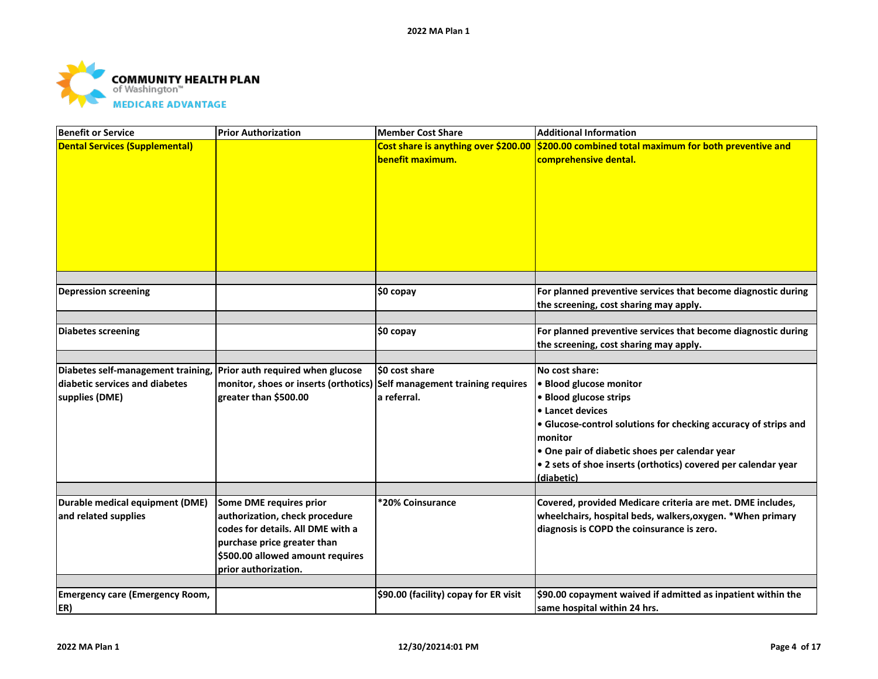| Benefit or Service | Prior Authorization | Member Cost Share | Additional Information |
|---|---|---|---|
| **Dental Services (Supplemental)** | | **Cost share is anything over $200.00 benefit maximum.** | **$200.00 combined total maximum for both preventive and comprehensive dental.** |
| | | | |
| **Depression screening** | | **$0 copay** | **For planned preventive services that become diagnostic during the screening, cost sharing may apply.** |
| | | | |
| **Diabetes screening** | | **$0 copay** | **For planned preventive services that become diagnostic during the screening, cost sharing may apply.** |
| | | | |
| **Diabetes self-management training, diabetic services and diabetes supplies (DME)** | **Prior auth required when glucose monitor, shoes or inserts (orthotics) greater than $500.00** | **$0 cost share<br>Self management training requires a referral.** | **No cost share:<br>• Blood glucose monitor<br>• Blood glucose strips<br>• Lancet devices<br>• Glucose-control solutions for checking accuracy of strips and monitor<br>• One pair of diabetic shoes per calendar year<br>• 2 sets of shoe inserts (orthotics) covered per calendar year (diabetic)** |
| | | | |
| **Durable medical equipment (DME) and related supplies** | **Some DME requires prior authorization, check procedure codes for details. All DME with a purchase price greater than $500.00 allowed amount requires prior authorization.** | **\*20% Coinsurance** | **Covered, provided Medicare criteria are met. DME includes, wheelchairs, hospital beds, walkers,oxygen. \*When primary diagnosis is COPD the coinsurance is zero.** |
| | | | |
| **Emergency care (Emergency Room, ER)** | | **$90.00 (facility) copay for ER visit** | **$90.00 copayment waived if admitted as inpatient within the same hospital within 24 hrs.** |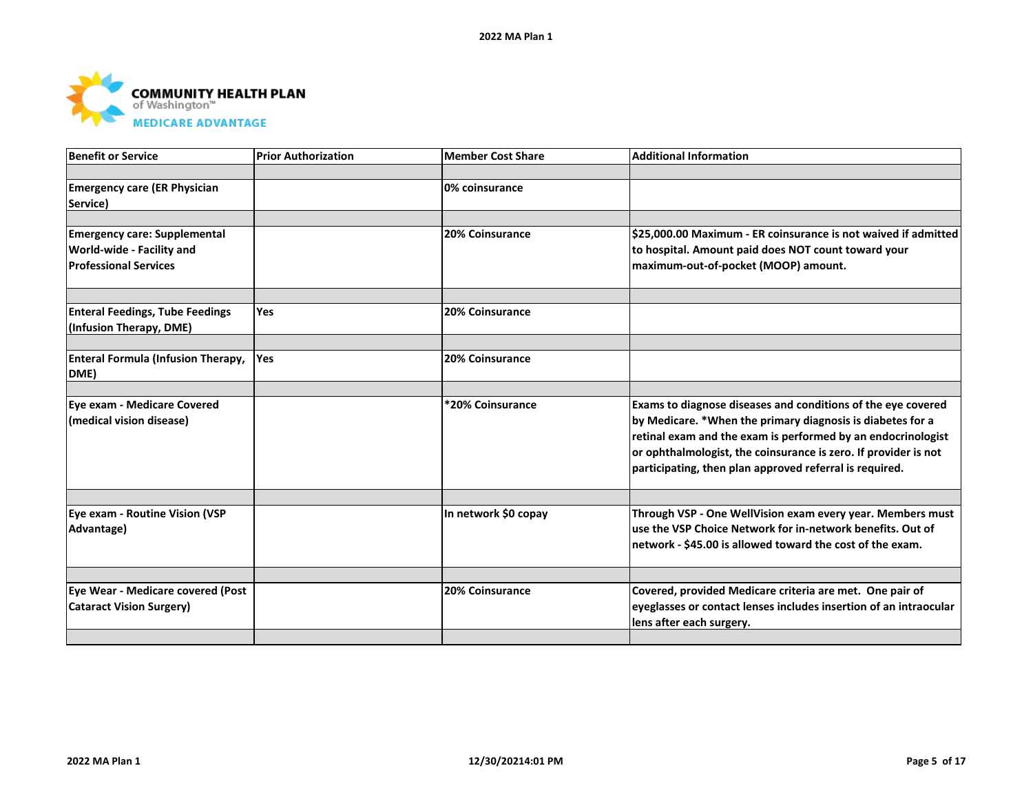COMMUNITY HEALTH PLAN of Washington™ MEDICARE ADVANTAGE

| Benefit or Service | Prior Authorization | Member Cost Share | Additional Information |
|---|---|---|---|
| Emergency care (ER Physician Service) | | 0% coinsurance | |
| Emergency care: Supplemental World-wide - Facility and Professional Services | | 20% Coinsurance | $25,000.00 Maximum - ER coinsurance is not waived if admitted to hospital. Amount paid does NOT count toward your maximum-out-of-pocket (MOOP) amount. |
| Enteral Feedings, Tube Feedings (Infusion Therapy, DME) | Yes | 20% Coinsurance | |
| Enteral Formula (Infusion Therapy, DME) | Yes | 20% Coinsurance | |
| Eye exam - Medicare Covered (medical vision disease) | | *20% Coinsurance | Exams to diagnose diseases and conditions of the eye covered by Medicare. *When the primary diagnosis is diabetes for a retinal exam and the exam is performed by an endocrinologist or ophthalmologist, the coinsurance is zero. If provider is not participating, then plan approved referral is required. |
| Eye exam - Routine Vision (VSP Advantage) | | In network $0 copay | Through VSP - One WellVision exam every year. Members must use the VSP Choice Network for in-network benefits. Out of network - $45.00 is allowed toward the cost of the exam. |
| Eye Wear - Medicare covered (Post Cataract Vision Surgery) | | 20% Coinsurance | Covered, provided Medicare criteria are met. One pair of eyeglasses or contact lenses includes insertion of an intraocular lens after each surgery. |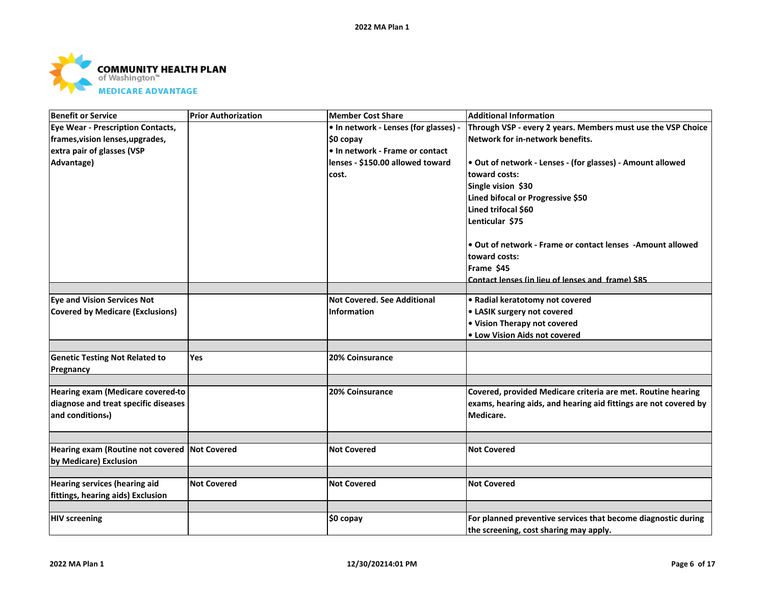**COMMUNITY HEALTH PLAN**
of Washington™
**MEDICARE ADVANTAGE**

| Benefit or Service | Prior Authorization | Member Cost Share | Additional Information |
|---|---|---|---|
| Eye Wear - Prescription Contacts, frames,vision lenses,upgrades, extra pair of glasses (VSP Advantage) | | • In network - Lenses (for glasses) - $0 copay<br>• In network - Frame or contact lenses - $150.00 allowed toward cost. | Through VSP - every 2 years. Members must use the VSP Choice Network for in-network benefits.<br><br>• Out of network - Lenses - (for glasses) - Amount allowed toward costs:<br>Single vision $30<br>Lined bifocal or Progressive $50<br>Lined trifocal $60<br>Lenticular $75<br><br>• Out of network - Frame or contact lenses -Amount allowed toward costs:<br>Frame $45<br>Contact lenses (in lieu of lenses and frame) $85 |
| | | | |
| Eye and Vision Services Not Covered by Medicare (Exclusions) | | Not Covered. See Additional Information | • Radial keratotomy not covered<br>• LASIK surgery not covered<br>• Vision Therapy not covered<br>• Low Vision Aids not covered |
| | | | |
| Genetic Testing Not Related to Pregnancy | Yes | 20% Coinsurance | |
| | | | |
| Hearing exam (Medicare covered-to diagnose and treat specific diseases and conditions.) | | 20% Coinsurance | Covered, provided Medicare criteria are met. Routine hearing exams, hearing aids, and hearing aid fittings are not covered by Medicare. |
| | | | |
| Hearing exam (Routine not covered by Medicare) Exclusion | Not Covered | Not Covered | Not Covered |
| | | | |
| Hearing services (hearing aid fittings, hearing aids) Exclusion | Not Covered | Not Covered | Not Covered |
| | | | |
| HIV screening | | $0 copay | For planned preventive services that become diagnostic during the screening, cost sharing may apply. |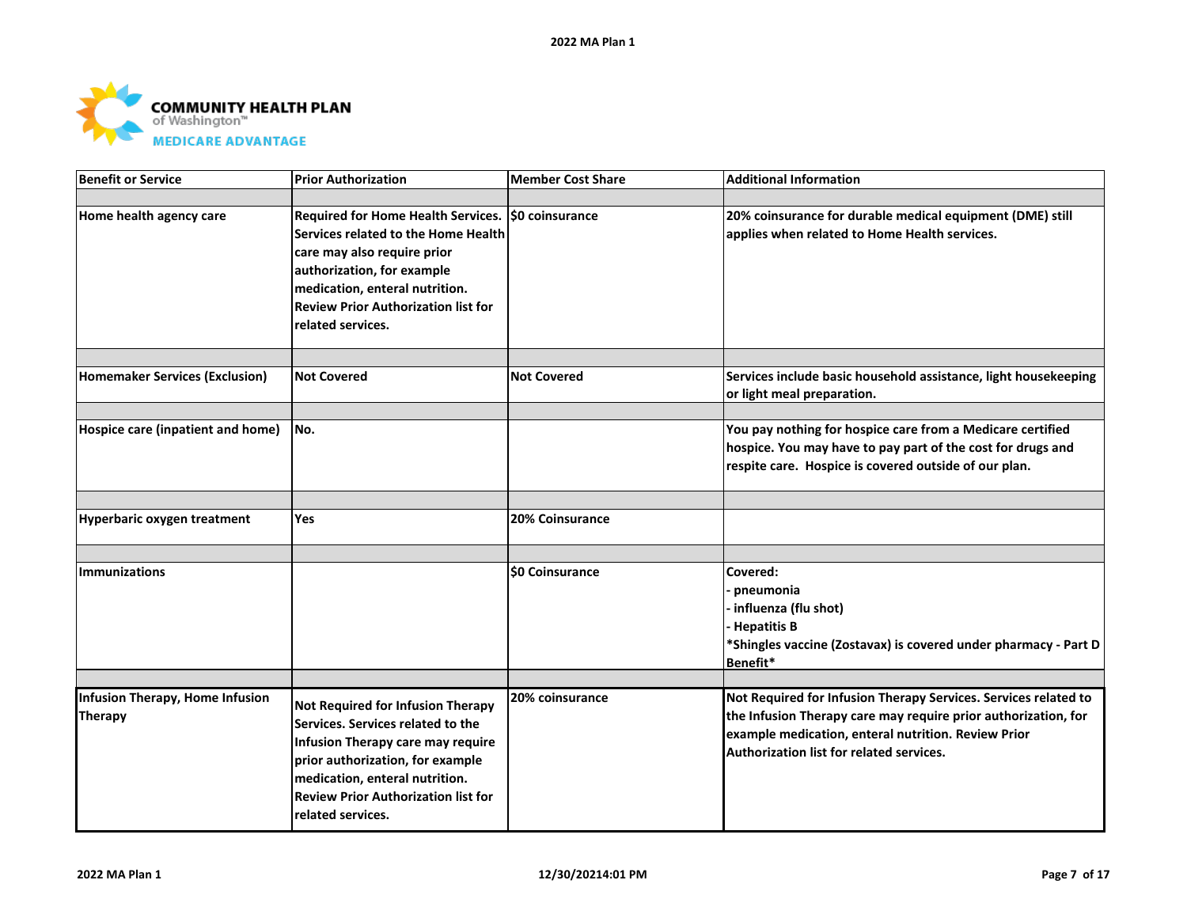| Benefit or Service | Prior Authorization | Member Cost Share | Additional Information |
|---|---|---|---|
| Home health agency care | Required for Home Health Services. Services related to the Home Health care may also require prior authorization, for example medication, enteral nutrition. Review Prior Authorization list for related services. | $0 coinsurance | 20% coinsurance for durable medical equipment (DME) still applies when related to Home Health services. |
| Homemaker Services (Exclusion) | Not Covered | Not Covered | Services include basic household assistance, light housekeeping or light meal preparation. |
| Hospice care (inpatient and home) | No. | | You pay nothing for hospice care from a Medicare certified hospice. You may have to pay part of the cost for drugs and respite care. Hospice is covered outside of our plan. |
| Hyperbaric oxygen treatment | Yes | 20% Coinsurance | |
| Immunizations | | $0 Coinsurance | Covered:<br>- pneumonia<br>- influenza (flu shot)<br>- Hepatitis B<br>*Shingles vaccine (Zostavax) is covered under pharmacy - Part D Benefit* |
| Infusion Therapy, Home Infusion Therapy | Not Required for Infusion Therapy Services. Services related to the Infusion Therapy care may require prior authorization, for example medication, enteral nutrition. Review Prior Authorization list for related services. | 20% coinsurance | Not Required for Infusion Therapy Services. Services related to the Infusion Therapy care may require prior authorization, for example medication, enteral nutrition. Review Prior Authorization list for related services. |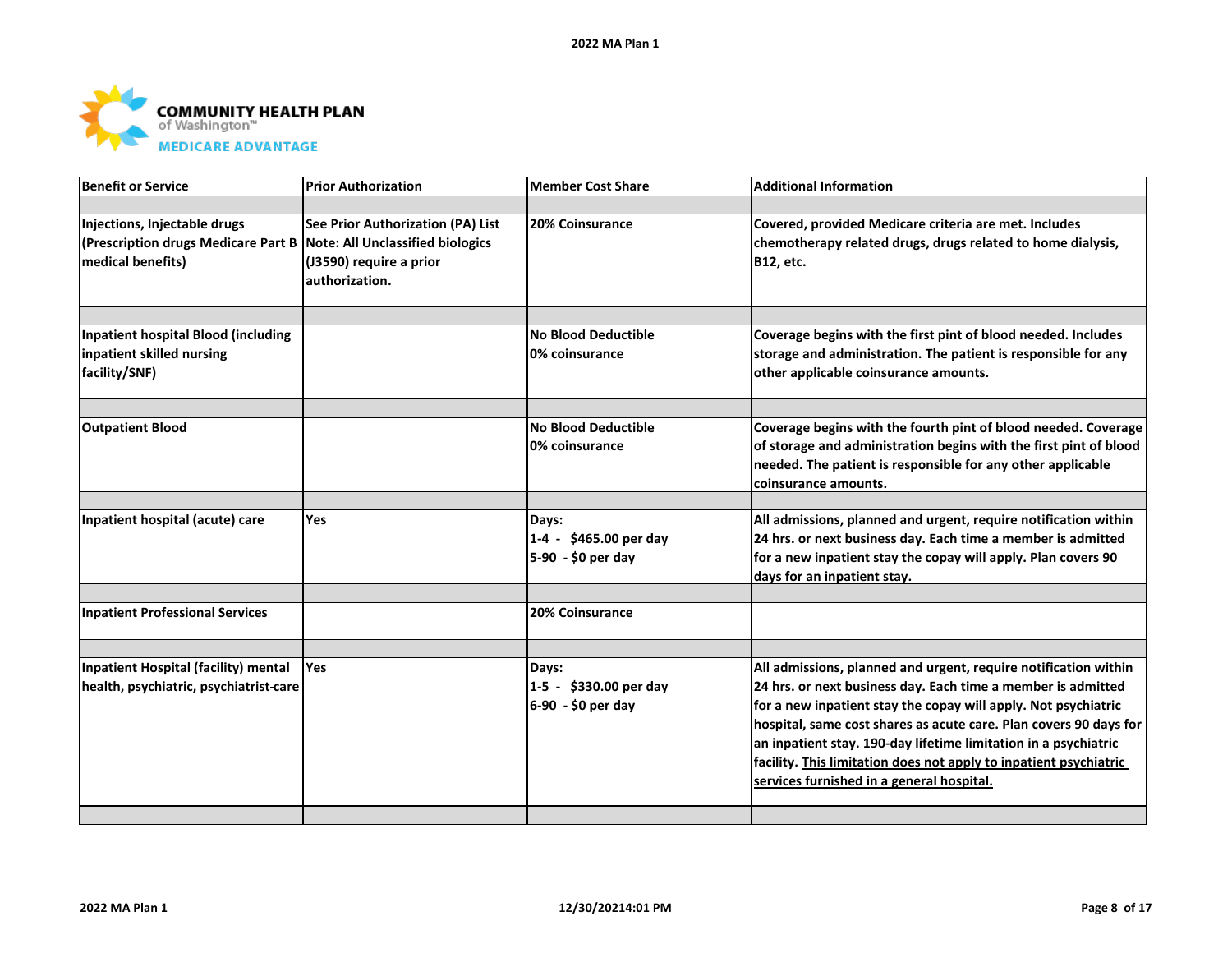COMMUNITY HEALTH PLAN of Washington™ MEDICARE ADVANTAGE

| Benefit or Service | Prior Authorization | Member Cost Share | Additional Information |
|---|---|---|---|
| Injections, Injectable drugs (Prescription drugs Medicare Part B medical benefits) | See Prior Authorization (PA) List Note: All Unclassified biologics (J3590) require a prior authorization. | 20% Coinsurance | Covered, provided Medicare criteria are met. Includes chemotherapy related drugs, drugs related to home dialysis, B12, etc. |
| Inpatient hospital Blood (including inpatient skilled nursing facility/SNF) | | No Blood Deductible 0% coinsurance | Coverage begins with the first pint of blood needed. Includes storage and administration. The patient is responsible for any other applicable coinsurance amounts. |
| Outpatient Blood | | No Blood Deductible 0% coinsurance | Coverage begins with the fourth pint of blood needed. Coverage of storage and administration begins with the first pint of blood needed. The patient is responsible for any other applicable coinsurance amounts. |
| Inpatient hospital (acute) care | Yes | Days: 1-4 - $465.00 per day 5-90 - $0 per day | All admissions, planned and urgent, require notification within 24 hrs. or next business day. Each time a member is admitted for a new inpatient stay the copay will apply. Plan covers 90 days for an inpatient stay. |
| Inpatient Professional Services | | 20% Coinsurance | |
| Inpatient Hospital (facility) mental health, psychiatric, psychiatrist-care | Yes | Days: 1-5 - $330.00 per day 6-90 - $0 per day | All admissions, planned and urgent, require notification within 24 hrs. or next business day. Each time a member is admitted for a new inpatient stay the copay will apply. Not psychiatric hospital, same cost shares as acute care. Plan covers 90 days for an inpatient stay. 190-day lifetime limitation in a psychiatric facility. <u>This limitation does not apply to inpatient psychiatric services furnished in a general hospital.</u> |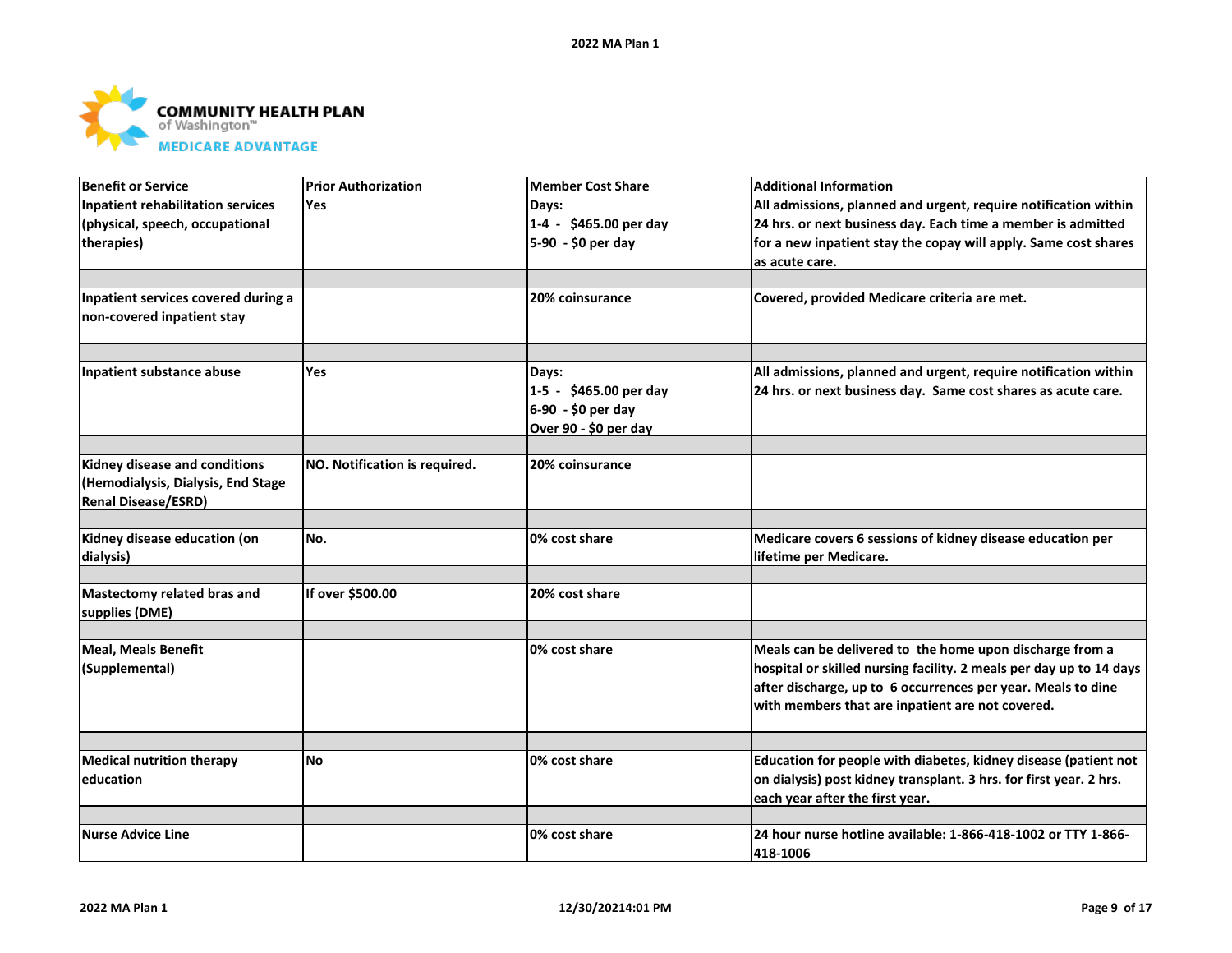**COMMUNITY HEALTH PLAN of Washington™ MEDICARE ADVANTAGE**

| Benefit or Service | Prior Authorization | Member Cost Share | Additional Information |
|---|---|---|---|
| Inpatient rehabilitation services (physical, speech, occupational therapies) | Yes | Days:<br>1-4 - $465.00 per day<br>5-90 - $0 per day | All admissions, planned and urgent, require notification within 24 hrs. or next business day. Each time a member is admitted for a new inpatient stay the copay will apply. Same cost shares as acute care. |
| Inpatient services covered during a non-covered inpatient stay | | 20% coinsurance | Covered, provided Medicare criteria are met. |
| Inpatient substance abuse | Yes | Days:<br>1-5 - $465.00 per day<br>6-90 - $0 per day<br>Over 90 - $0 per day | All admissions, planned and urgent, require notification within 24 hrs. or next business day. Same cost shares as acute care. |
| Kidney disease and conditions (Hemodialysis, Dialysis, End Stage Renal Disease/ESRD) | NO. Notification is required. | 20% coinsurance | |
| Kidney disease education (on dialysis) | No. | 0% cost share | Medicare covers 6 sessions of kidney disease education per lifetime per Medicare. |
| Mastectomy related bras and supplies (DME) | If over $500.00 | 20% cost share | |
| Meal, Meals Benefit (Supplemental) | | 0% cost share | Meals can be delivered to the home upon discharge from a hospital or skilled nursing facility. 2 meals per day up to 14 days after discharge, up to 6 occurrences per year. Meals to dine with members that are inpatient are not covered. |
| Medical nutrition therapy education | No | 0% cost share | Education for people with diabetes, kidney disease (patient not on dialysis) post kidney transplant. 3 hrs. for first year. 2 hrs. each year after the first year. |
| Nurse Advice Line | | 0% cost share | 24 hour nurse hotline available: 1-866-418-1002 or TTY 1-866-418-1006 |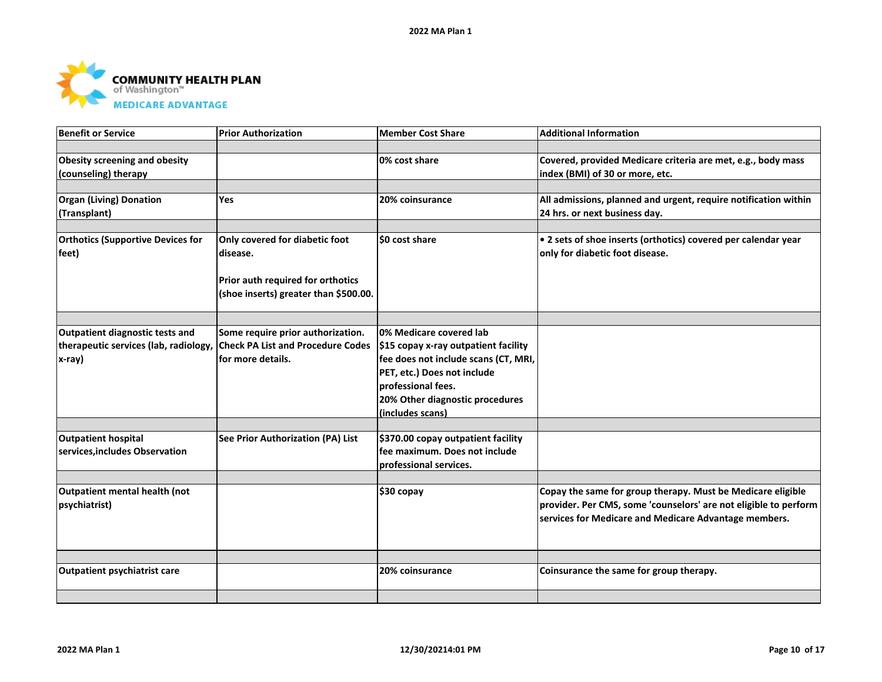**COMMUNITY HEALTH PLAN of Washington™ MEDICARE ADVANTAGE**

| Benefit or Service | Prior Authorization | Member Cost Share | Additional Information |
|---|---|---|---|
| Obesity screening and obesity (counseling) therapy | | 0% cost share | Covered, provided Medicare criteria are met, e.g., body mass index (BMI) of 30 or more, etc. |
| Organ (Living) Donation (Transplant) | Yes | 20% coinsurance | All admissions, planned and urgent, require notification within 24 hrs. or next business day. |
| Orthotics (Supportive Devices for feet) | Only covered for diabetic foot disease.<br><br>Prior auth required for orthotics (shoe inserts) greater than $500.00. | $0 cost share | • 2 sets of shoe inserts (orthotics) covered per calendar year only for diabetic foot disease. |
| Outpatient diagnostic tests and therapeutic services (lab, radiology, x-ray) | Some require prior authorization. Check PA List and Procedure Codes for more details. | 0% Medicare covered lab<br>$15 copay x-ray outpatient facility fee does not include scans (CT, MRI, PET, etc.) Does not include professional fees.<br>20% Other diagnostic procedures (includes scans) | |
| Outpatient hospital services,includes Observation | See Prior Authorization (PA) List | $370.00 copay outpatient facility fee maximum. Does not include professional services. | |
| Outpatient mental health (not psychiatrist) | | $30 copay | Copay the same for group therapy. Must be Medicare eligible provider. Per CMS, some 'counselors' are not eligible to perform services for Medicare and Medicare Advantage members. |
| Outpatient psychiatrist care | | 20% coinsurance | Coinsurance the same for group therapy. |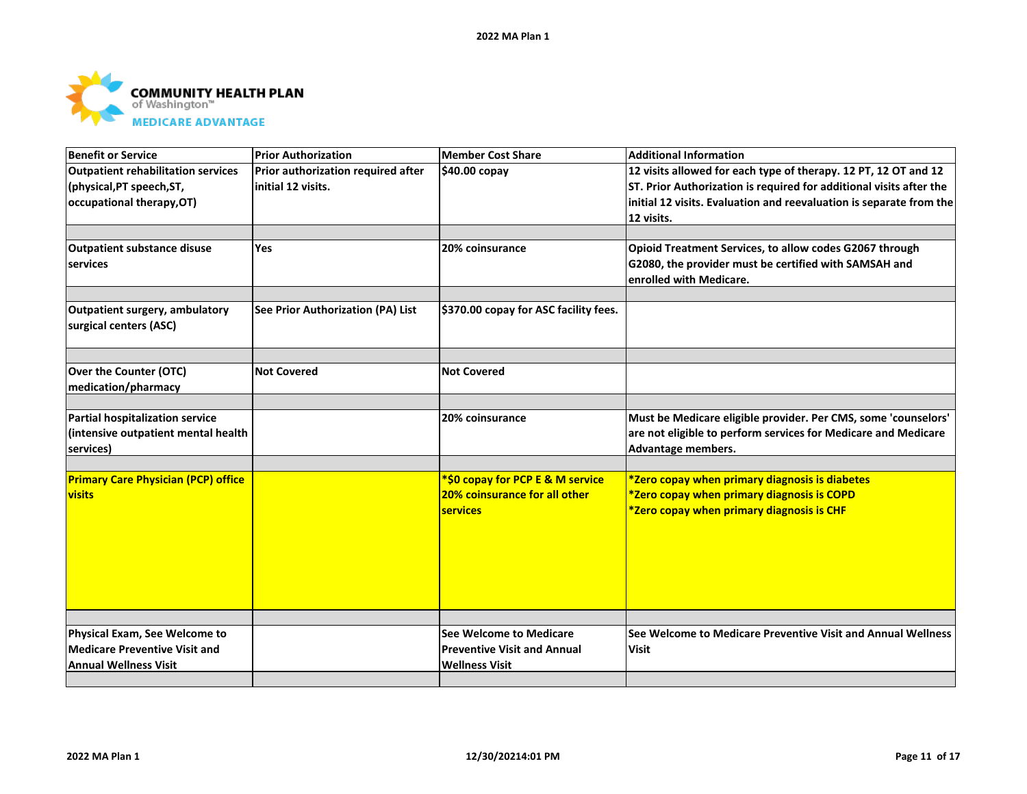**COMMUNITY HEALTH PLAN**
of Washington™
**MEDICARE ADVANTAGE**

| Benefit or Service | Prior Authorization | Member Cost Share | Additional Information |
|---|---|---|---|
| Outpatient rehabilitation services (physical,PT speech,ST, occupational therapy,OT) | Prior authorization required after initial 12 visits. | $40.00 copay | 12 visits allowed for each type of therapy. 12 PT, 12 OT and 12 ST. Prior Authorization is required for additional visits after the initial 12 visits. Evaluation and reevaluation is separate from the 12 visits. |
| | | | |
| Outpatient substance disuse services | Yes | 20% coinsurance | Opioid Treatment Services, to allow codes G2067 through G2080, the provider must be certified with SAMSAH and enrolled with Medicare. |
| | | | |
| Outpatient surgery, ambulatory surgical centers (ASC) | See Prior Authorization (PA) List | $370.00 copay for ASC facility fees. | |
| | | | |
| Over the Counter (OTC) medication/pharmacy | Not Covered | Not Covered | |
| | | | |
| Partial hospitalization service (intensive outpatient mental health services) | | 20% coinsurance | Must be Medicare eligible provider. Per CMS, some 'counselors' are not eligible to perform services for Medicare and Medicare Advantage members. |
| | | | |
| Primary Care Physician (PCP) office visits | | *$0 copay for PCP E & M service<br>20% coinsurance for all other services | *Zero copay when primary diagnosis is diabetes<br>*Zero copay when primary diagnosis is COPD<br>*Zero copay when primary diagnosis is CHF |
| | | | |
| Physical Exam, See Welcome to Medicare Preventive Visit and Annual Wellness Visit | | See Welcome to Medicare Preventive Visit and Annual Wellness Visit | See Welcome to Medicare Preventive Visit and Annual Wellness Visit |
| | | | |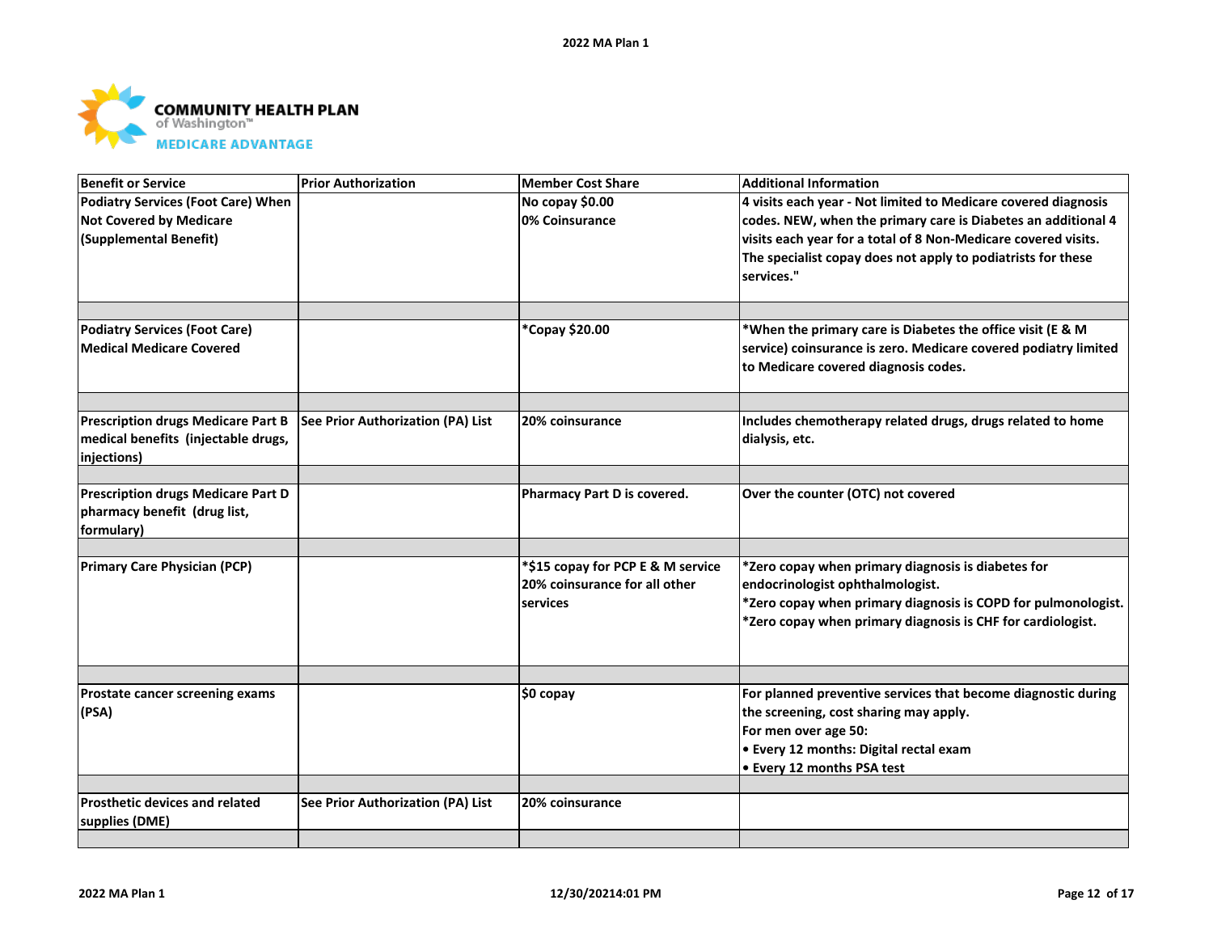**COMMUNITY HEALTH PLAN**
of Washington™
**MEDICARE ADVANTAGE**

| Benefit or Service | Prior Authorization | Member Cost Share | Additional Information |
|---|---|---|---|
| Podiatry Services (Foot Care) When Not Covered by Medicare (Supplemental Benefit) | | No copay $0.00<br>0% Coinsurance | 4 visits each year - Not limited to Medicare covered diagnosis codes. NEW, when the primary care is Diabetes an additional 4 visits each year for a total of 8 Non-Medicare covered visits. The specialist copay does not apply to podiatrists for these services." |
| | | | |
| Podiatry Services (Foot Care) Medical Medicare Covered | | *Copay $20.00 | *When the primary care is Diabetes the office visit (E & M service) coinsurance is zero. Medicare covered podiatry limited to Medicare covered diagnosis codes. |
| | | | |
| Prescription drugs Medicare Part B medical benefits (injectable drugs, injections) | See Prior Authorization (PA) List | 20% coinsurance | Includes chemotherapy related drugs, drugs related to home dialysis, etc. |
| | | | |
| Prescription drugs Medicare Part D pharmacy benefit (drug list, formulary) | | Pharmacy Part D is covered. | Over the counter (OTC) not covered |
| | | | |
| Primary Care Physician (PCP) | | *$15 copay for PCP E & M service<br>20% coinsurance for all other services | *Zero copay when primary diagnosis is diabetes for endocrinologist ophthalmologist.<br>*Zero copay when primary diagnosis is COPD for pulmonologist.<br>*Zero copay when primary diagnosis is CHF for cardiologist. |
| | | | |
| Prostate cancer screening exams (PSA) | | $0 copay | For planned preventive services that become diagnostic during the screening, cost sharing may apply.<br>For men over age 50:<br>• Every 12 months: Digital rectal exam<br>• Every 12 months PSA test |
| | | | |
| Prosthetic devices and related supplies (DME) | See Prior Authorization (PA) List | 20% coinsurance | |
| | | | |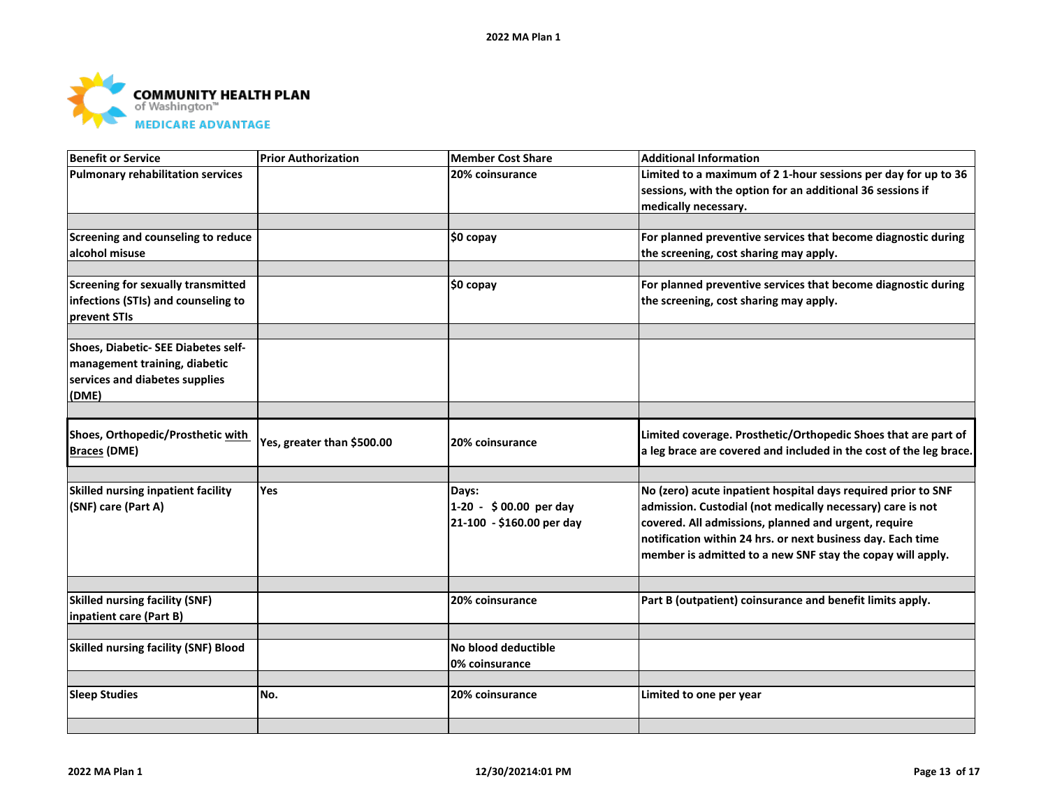**COMMUNITY HEALTH PLAN of Washington™ MEDICARE ADVANTAGE**

| Benefit or Service | Prior Authorization | Member Cost Share | Additional Information |
|---|---|---|---|
| Pulmonary rehabilitation services | | 20% coinsurance | Limited to a maximum of 2 1-hour sessions per day for up to 36 sessions, with the option for an additional 36 sessions if medically necessary. |
| | | | |
| Screening and counseling to reduce alcohol misuse | | $0 copay | For planned preventive services that become diagnostic during the screening, cost sharing may apply. |
| | | | |
| Screening for sexually transmitted infections (STIs) and counseling to prevent STIs | | $0 copay | For planned preventive services that become diagnostic during the screening, cost sharing may apply. |
| | | | |
| Shoes, Diabetic- SEE Diabetes self-management training, diabetic services and diabetes supplies (DME) | | | |
| | | | |
| Shoes, Orthopedic/Prosthetic with Braces (DME) | Yes, greater than $500.00 | 20% coinsurance | Limited coverage. Prosthetic/Orthopedic Shoes that are part of a leg brace are covered and included in the cost of the leg brace. |
| | | | |
| Skilled nursing inpatient facility (SNF) care (Part A) | Yes | Days:<br>1-20 - $ 00.00 per day<br>21-100 - $160.00 per day | No (zero) acute inpatient hospital days required prior to SNF admission. Custodial (not medically necessary) care is not covered. All admissions, planned and urgent, require notification within 24 hrs. or next business day. Each time member is admitted to a new SNF stay the copay will apply. |
| | | | |
| Skilled nursing facility (SNF) inpatient care (Part B) | | 20% coinsurance | Part B (outpatient) coinsurance and benefit limits apply. |
| | | | |
| Skilled nursing facility (SNF) Blood | | No blood deductible<br>0% coinsurance | |
| | | | |
| Sleep Studies | No. | 20% coinsurance | Limited to one per year |
| | | | |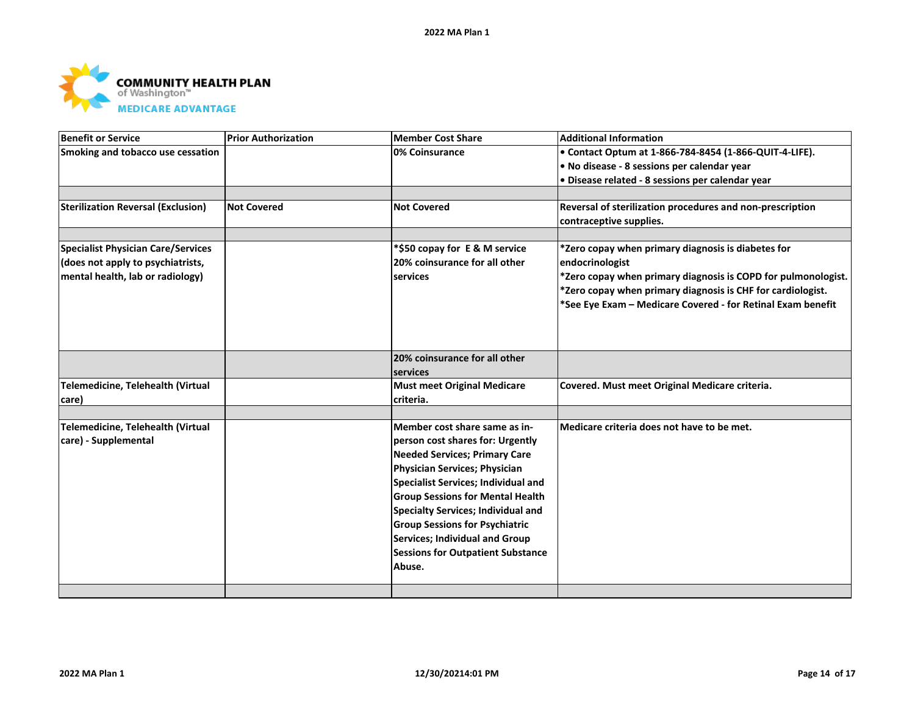| Benefit or Service | Prior Authorization | Member Cost Share | Additional Information |
|---|---|---|---|
| Smoking and tobacco use cessation | | 0% Coinsurance | • Contact Optum at 1-866-784-8454 (1-866-QUIT-4-LIFE).<br>• No disease - 8 sessions per calendar year<br>• Disease related - 8 sessions per calendar year |
| | | | |
| Sterilization Reversal (Exclusion) | Not Covered | Not Covered | Reversal of sterilization procedures and non-prescription contraceptive supplies. |
| | | | |
| Specialist Physician Care/Services (does not apply to psychiatrists, mental health, lab or radiology) | | *$50 copay for E & M service<br>20% coinsurance for all other services | *Zero copay when primary diagnosis is diabetes for endocrinologist<br>*Zero copay when primary diagnosis is COPD for pulmonologist.<br>*Zero copay when primary diagnosis is CHF for cardiologist.<br>*See Eye Exam – Medicare Covered - for Retinal Exam benefit |
| | | 20% coinsurance for all other services | |
| Telemedicine, Telehealth (Virtual care) | | Must meet Original Medicare criteria. | Covered. Must meet Original Medicare criteria. |
| | | | |
| Telemedicine, Telehealth (Virtual care) - Supplemental | | Member cost share same as in-person cost shares for: Urgently Needed Services; Primary Care Physician Services; Physician Specialist Services; Individual and Group Sessions for Mental Health Specialty Services; Individual and Group Sessions for Psychiatric Services; Individual and Group Sessions for Outpatient Substance Abuse. | Medicare criteria does not have to be met. |
| | | | |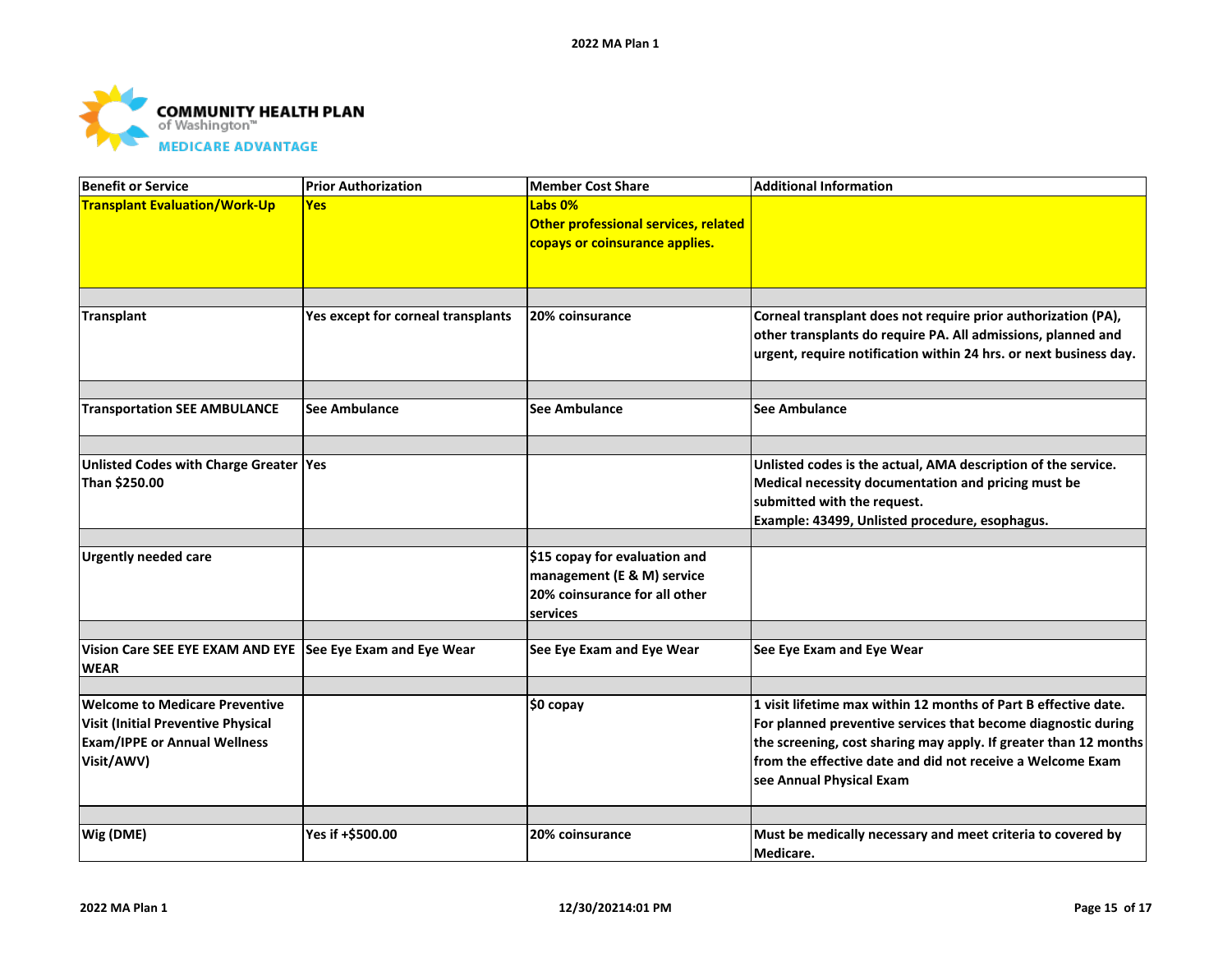| Benefit or Service | Prior Authorization | Member Cost Share | Additional Information |
|---|---|---|---|
| Transplant Evaluation/Work-Up | Yes | Labs 0%<br>Other professional services, related copays or coinsurance applies. | |
| Transplant | Yes except for corneal transplants | 20% coinsurance | Corneal transplant does not require prior authorization (PA), other transplants do require PA. All admissions, planned and urgent, require notification within 24 hrs. or next business day. |
| Transportation SEE AMBULANCE | See Ambulance | See Ambulance | See Ambulance |
| Unlisted Codes with Charge Greater Than $250.00 | Yes | | Unlisted codes is the actual, AMA description of the service. Medical necessity documentation and pricing must be submitted with the request.<br>Example: 43499, Unlisted procedure, esophagus. |
| Urgently needed care | | $15 copay for evaluation and management (E & M) service<br>20% coinsurance for all other services | |
| Vision Care SEE EYE EXAM AND EYE WEAR | See Eye Exam and Eye Wear | See Eye Exam and Eye Wear | See Eye Exam and Eye Wear |
| Welcome to Medicare Preventive Visit (Initial Preventive Physical Exam/IPPE or Annual Wellness Visit/AWV) | | $0 copay | 1 visit lifetime max within 12 months of Part B effective date. For planned preventive services that become diagnostic during the screening, cost sharing may apply. If greater than 12 months from the effective date and did not receive a Welcome Exam see Annual Physical Exam |
| Wig (DME) | Yes if +$500.00 | 20% coinsurance | Must be medically necessary and meet criteria to covered by Medicare. |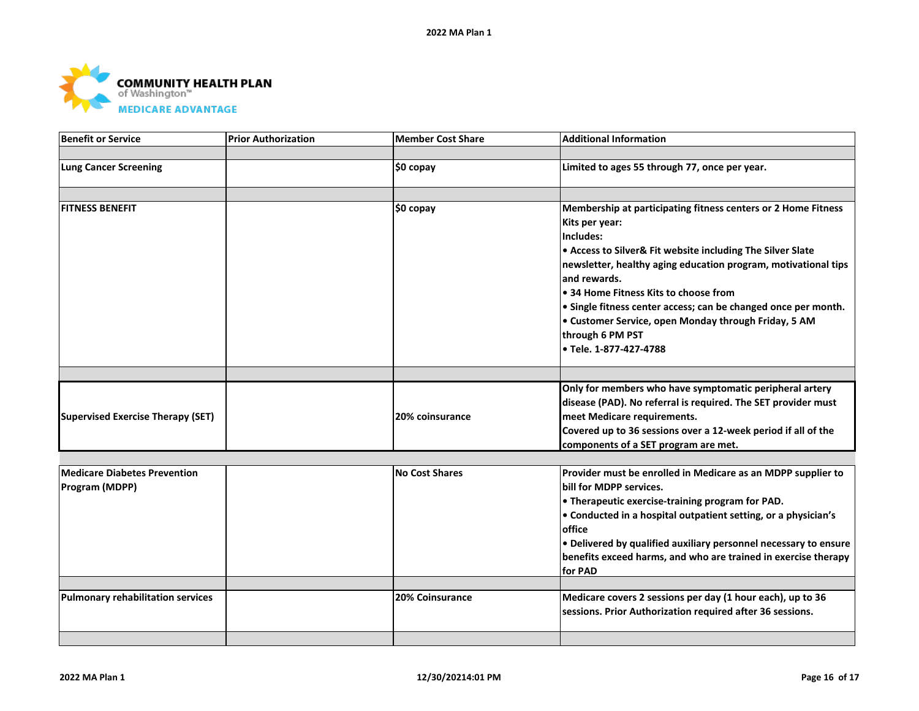COMMUNITY HEALTH PLAN of Washington™ MEDICARE ADVANTAGE

| Benefit or Service | Prior Authorization | Member Cost Share | Additional Information |
|---|---|---|---|
| Lung Cancer Screening | | $0 copay | Limited to ages 55 through 77, once per year. |
| FITNESS BENEFIT | | $0 copay | Membership at participating fitness centers or 2 Home Fitness Kits per year:<br>Includes:<br>• Access to Silver& Fit website including The Silver Slate newsletter, healthy aging education program, motivational tips and rewards.<br>• 34 Home Fitness Kits to choose from<br>• Single fitness center access; can be changed once per month.<br>• Customer Service, open Monday through Friday, 5 AM through 6 PM PST<br>• Tele. 1-877-427-4788 |
| Supervised Exercise Therapy (SET) | | 20% coinsurance | Only for members who have symptomatic peripheral artery disease (PAD). No referral is required. The SET provider must meet Medicare requirements.<br>Covered up to 36 sessions over a 12-week period if all of the components of a SET program are met. |
| Medicare Diabetes Prevention Program (MDPP) | | No Cost Shares | Provider must be enrolled in Medicare as an MDPP supplier to bill for MDPP services.<br>• Therapeutic exercise-training program for PAD.<br>• Conducted in a hospital outpatient setting, or a physician's office<br>• Delivered by qualified auxiliary personnel necessary to ensure benefits exceed harms, and who are trained in exercise therapy for PAD |
| Pulmonary rehabilitation services | | 20% Coinsurance | Medicare covers 2 sessions per day (1 hour each), up to 36 sessions. Prior Authorization required after 36 sessions. |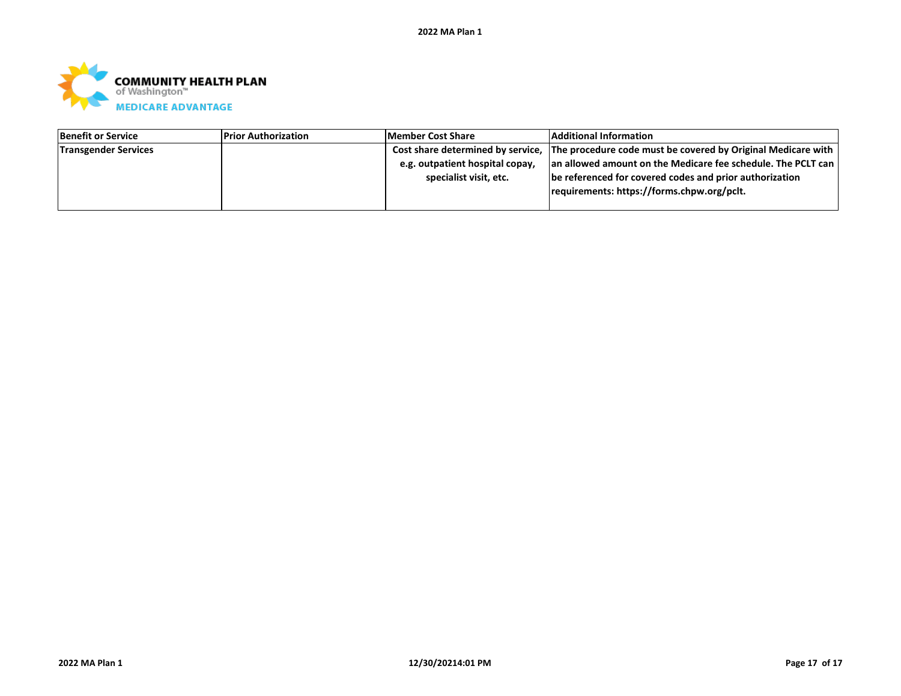| Benefit or Service | Prior Authorization | Member Cost Share | Additional Information |
|---|---|---|---|
| Transgender Services | | Cost share determined by service, e.g. outpatient hospital copay, specialist visit, etc. | The procedure code must be covered by Original Medicare with an allowed amount on the Medicare fee schedule. The PCLT can be referenced for covered codes and prior authorization requirements: https://forms.chpw.org/pclt. |